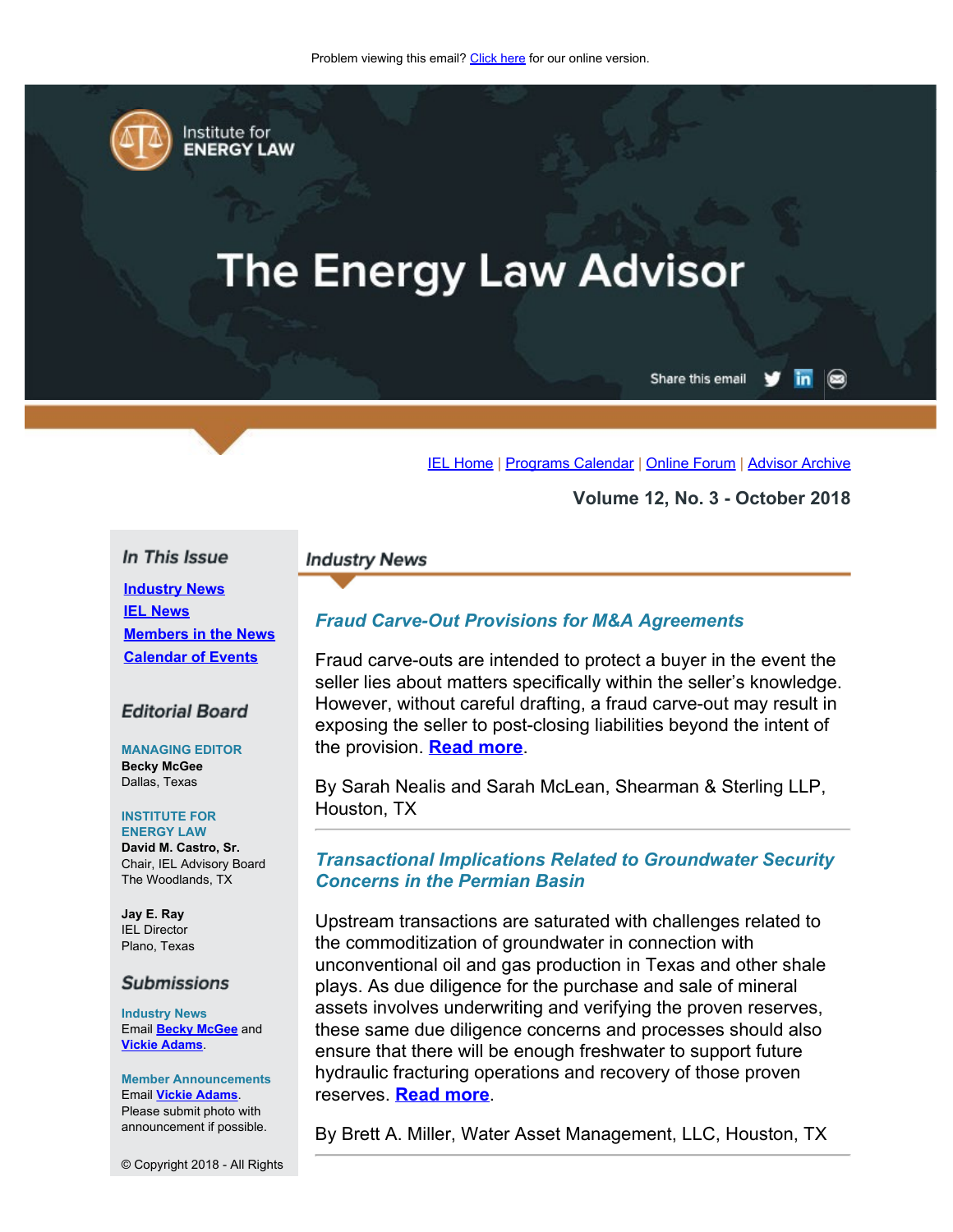Problem viewing this email? Click here for our online version.

Institute for ENERGY LAW

# The Energy Law Advisor

Share this email

IEL Home | Programs Calendar | Online Forum | Advisor Archive

**Volume 12, No. 3 - October 2018**

## Industry News

### *Fraud Carve-Out Provisions for M&A Agreements*

Fraud carve-outs are intended to protect a buyer in the event the seller lies about matters specifically within the seller's knowledge. However, without careful drafting, a fraud carve-out may result in exposing the seller to post-closing liabilities beyond the intent of the provision. **Read more**.

By Sarah Nealis and Sarah McLean, Shearman & Sterling LLP, Houston, TX

---

### *Transactional Implications Related to Groundwater Security Concerns in the Permian Basin*

Upstream transactions are saturated with challenges related to the commoditization of groundwater in connection with unconventional oil and gas production in Texas and other shale plays. As due diligence for the purchase and sale of mineral assets involves underwriting and verifying the proven reserves, these same due diligence concerns and processes should also ensure that there will be enough freshwater to support future hydraulic fracturing operations and recovery of those proven reserves. **Read more**.

By Brett A. Miller, Water Asset Management, LLC, Houston, TX

---

## *In This Issue*

**Industry News**
**IEL News**
**Members in the News**
**Calendar of Events**

## *Editorial Board*

**MANAGING EDITOR**
**Becky McGee**
Dallas, Texas

**INSTITUTE FOR ENERGY LAW**
**David M. Castro, Sr.**
Chair, IEL Advisory Board
The Woodlands, TX

**Jay E. Ray**
IEL Director
Plano, Texas

## *Submissions*

**Industry News**
Email **Becky McGee** and **Vickie Adams**.

**Member Announcements**
Email **Vickie Adams**.
Please submit photo with announcement if possible.

© Copyright 2018 - All Rights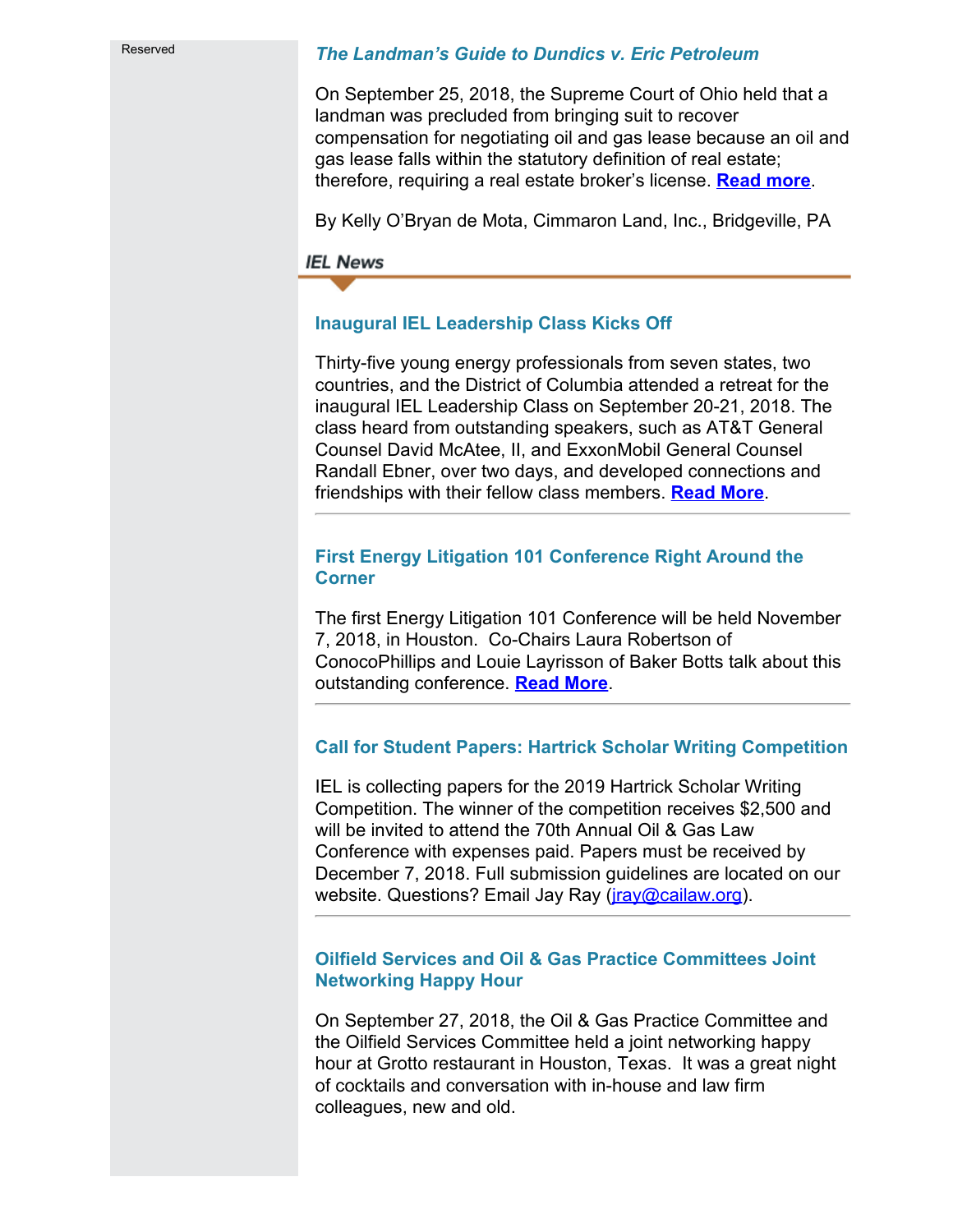Reserved

### *The Landman's Guide to Dundics v. Eric Petroleum*

On September 25, 2018, the Supreme Court of Ohio held that a landman was precluded from bringing suit to recover compensation for negotiating oil and gas lease because an oil and gas lease falls within the statutory definition of real estate; therefore, requiring a real estate broker's license. **Read more**.

By Kelly O'Bryan de Mota, Cimmaron Land, Inc., Bridgeville, PA

## *IEL News*

### Inaugural IEL Leadership Class Kicks Off

Thirty-five young energy professionals from seven states, two countries, and the District of Columbia attended a retreat for the inaugural IEL Leadership Class on September 20-21, 2018. The class heard from outstanding speakers, such as AT&T General Counsel David McAtee, II, and ExxonMobil General Counsel Randall Ebner, over two days, and developed connections and friendships with their fellow class members. **Read More**.

---

### First Energy Litigation 101 Conference Right Around the Corner

The first Energy Litigation 101 Conference will be held November 7, 2018, in Houston. Co-Chairs Laura Robertson of ConocoPhillips and Louie Layrisson of Baker Botts talk about this outstanding conference. **Read More**.

---

### Call for Student Papers: Hartrick Scholar Writing Competition

IEL is collecting papers for the 2019 Hartrick Scholar Writing Competition. The winner of the competition receives $2,500 and will be invited to attend the 70th Annual Oil & Gas Law Conference with expenses paid. Papers must be received by December 7, 2018. Full submission guidelines are located on our website. Questions? Email Jay Ray (jray@cailaw.org).

---

### Oilfield Services and Oil & Gas Practice Committees Joint Networking Happy Hour

On September 27, 2018, the Oil & Gas Practice Committee and the Oilfield Services Committee held a joint networking happy hour at Grotto restaurant in Houston, Texas. It was a great night of cocktails and conversation with in-house and law firm colleagues, new and old.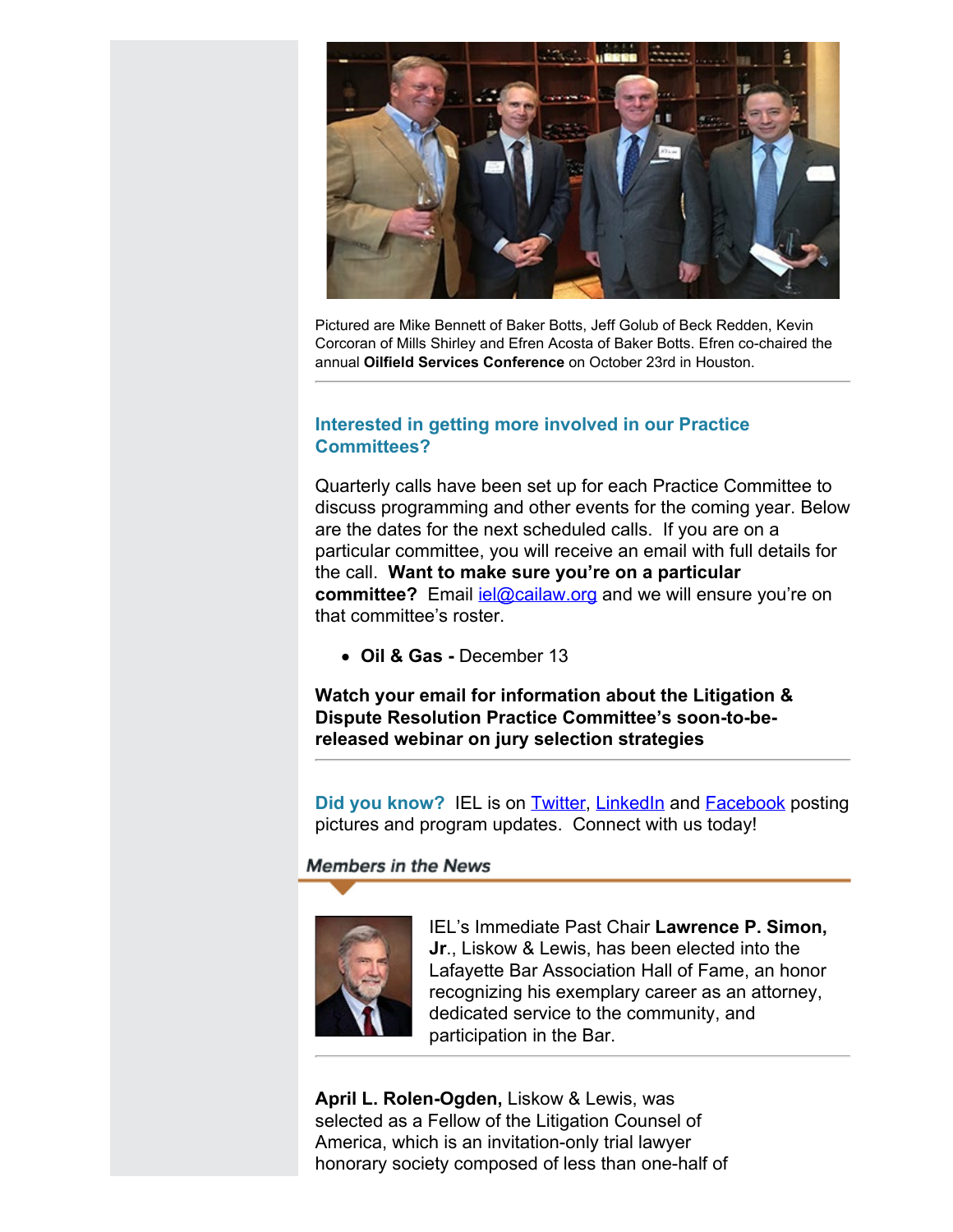Pictured are Mike Bennett of Baker Botts, Jeff Golub of Beck Redden, Kevin Corcoran of Mills Shirley and Efren Acosta of Baker Botts. Efren co-chaired the annual **Oilfield Services Conference** on October 23rd in Houston.

---

### Interested in getting more involved in our Practice Committees?

Quarterly calls have been set up for each Practice Committee to discuss programming and other events for the coming year. Below are the dates for the next scheduled calls. If you are on a particular committee, you will receive an email with full details for the call. **Want to make sure you're on a particular committee?** Email iel@cailaw.org and we will ensure you're on that committee's roster.

- **Oil & Gas -** December 13

**Watch your email for information about the Litigation & Dispute Resolution Practice Committee's soon-to-be-released webinar on jury selection strategies**

---

**Did you know?** IEL is on Twitter, LinkedIn and Facebook posting pictures and program updates. Connect with us today!

## *Members in the News*

IEL's Immediate Past Chair **Lawrence P. Simon, Jr**., Liskow & Lewis, has been elected into the Lafayette Bar Association Hall of Fame, an honor recognizing his exemplary career as an attorney, dedicated service to the community, and participation in the Bar.

---

**April L. Rolen-Ogden,** Liskow & Lewis, was selected as a Fellow of the Litigation Counsel of America, which is an invitation-only trial lawyer honorary society composed of less than one-half of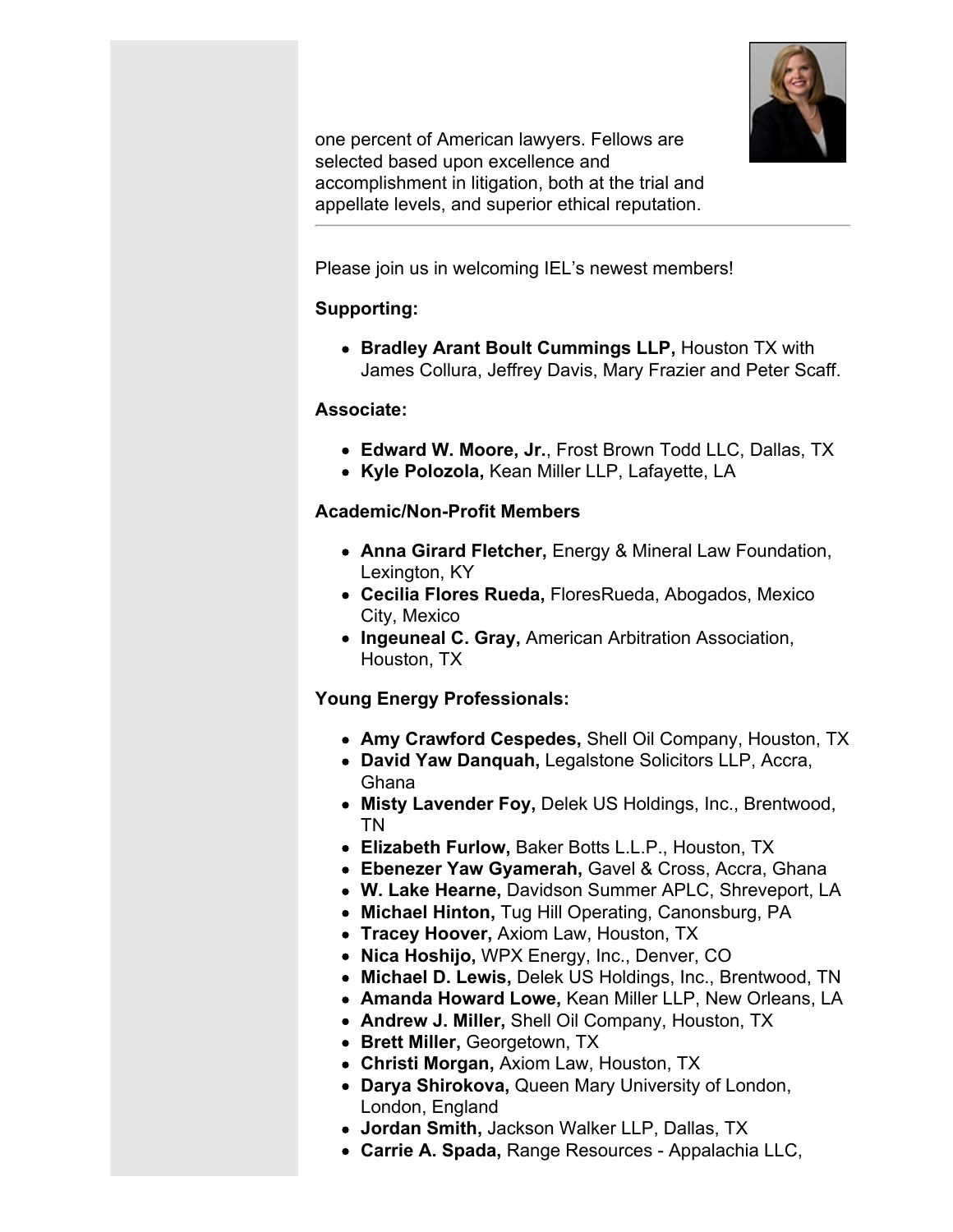one percent of American lawyers. Fellows are selected based upon excellence and accomplishment in litigation, both at the trial and appellate levels, and superior ethical reputation.

---

Please join us in welcoming IEL's newest members!

**Supporting:**

- **Bradley Arant Boult Cummings LLP,** Houston TX with James Collura, Jeffrey Davis, Mary Frazier and Peter Scaff.

**Associate:**

- **Edward W. Moore, Jr.**, Frost Brown Todd LLC, Dallas, TX
- **Kyle Polozola,** Kean Miller LLP, Lafayette, LA

**Academic/Non-Profit Members**

- **Anna Girard Fletcher,** Energy & Mineral Law Foundation, Lexington, KY
- **Cecilia Flores Rueda,** FloresRueda, Abogados, Mexico City, Mexico
- **Ingeuneal C. Gray,** American Arbitration Association, Houston, TX

**Young Energy Professionals:**

- **Amy Crawford Cespedes,** Shell Oil Company, Houston, TX
- **David Yaw Danquah,** Legalstone Solicitors LLP, Accra, Ghana
- **Misty Lavender Foy,** Delek US Holdings, Inc., Brentwood, TN
- **Elizabeth Furlow,** Baker Botts L.L.P., Houston, TX
- **Ebenezer Yaw Gyamerah,** Gavel & Cross, Accra, Ghana
- **W. Lake Hearne,** Davidson Summer APLC, Shreveport, LA
- **Michael Hinton,** Tug Hill Operating, Canonsburg, PA
- **Tracey Hoover,** Axiom Law, Houston, TX
- **Nica Hoshijo,** WPX Energy, Inc., Denver, CO
- **Michael D. Lewis,** Delek US Holdings, Inc., Brentwood, TN
- **Amanda Howard Lowe,** Kean Miller LLP, New Orleans, LA
- **Andrew J. Miller,** Shell Oil Company, Houston, TX
- **Brett Miller,** Georgetown, TX
- **Christi Morgan,** Axiom Law, Houston, TX
- **Darya Shirokova,** Queen Mary University of London, London, England
- **Jordan Smith,** Jackson Walker LLP, Dallas, TX
- **Carrie A. Spada,** Range Resources - Appalachia LLC,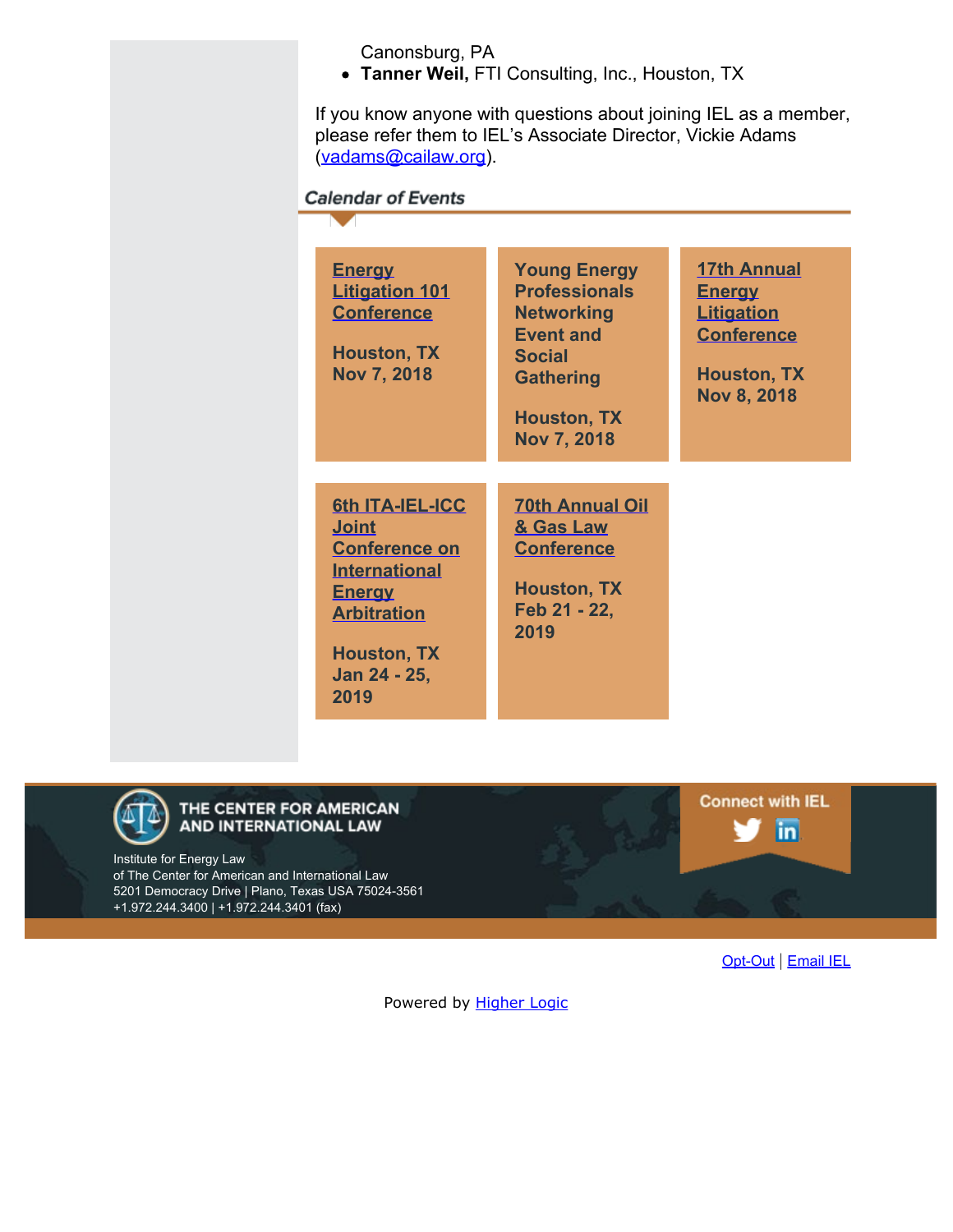Canonsburg, PA
- **Tanner Weil,** FTI Consulting, Inc., Houston, TX

If you know anyone with questions about joining IEL as a member, please refer them to IEL's Associate Director, Vickie Adams (vadams@cailaw.org).

## *Calendar of Events*

**Energy Litigation 101 Conference**
**Houston, TX**
**Nov 7, 2018**

**Young Energy Professionals Networking Event and Social Gathering**
**Houston, TX**
**Nov 7, 2018**

**17th Annual Energy Litigation Conference**
**Houston, TX**
**Nov 8, 2018**

**6th ITA-IEL-ICC Joint Conference on International Energy Arbitration**
**Houston, TX**
**Jan 24 - 25, 2019**

**70th Annual Oil & Gas Law Conference**
**Houston, TX**
**Feb 21 - 22, 2019**

THE CENTER FOR AMERICAN AND INTERNATIONAL LAW

Institute for Energy Law
of The Center for American and International Law
5201 Democracy Drive | Plano, Texas USA 75024-3561
+1.972.244.3400 | +1.972.244.3401 (fax)

Connect with IEL

Opt-Out | Email IEL

Powered by Higher Logic